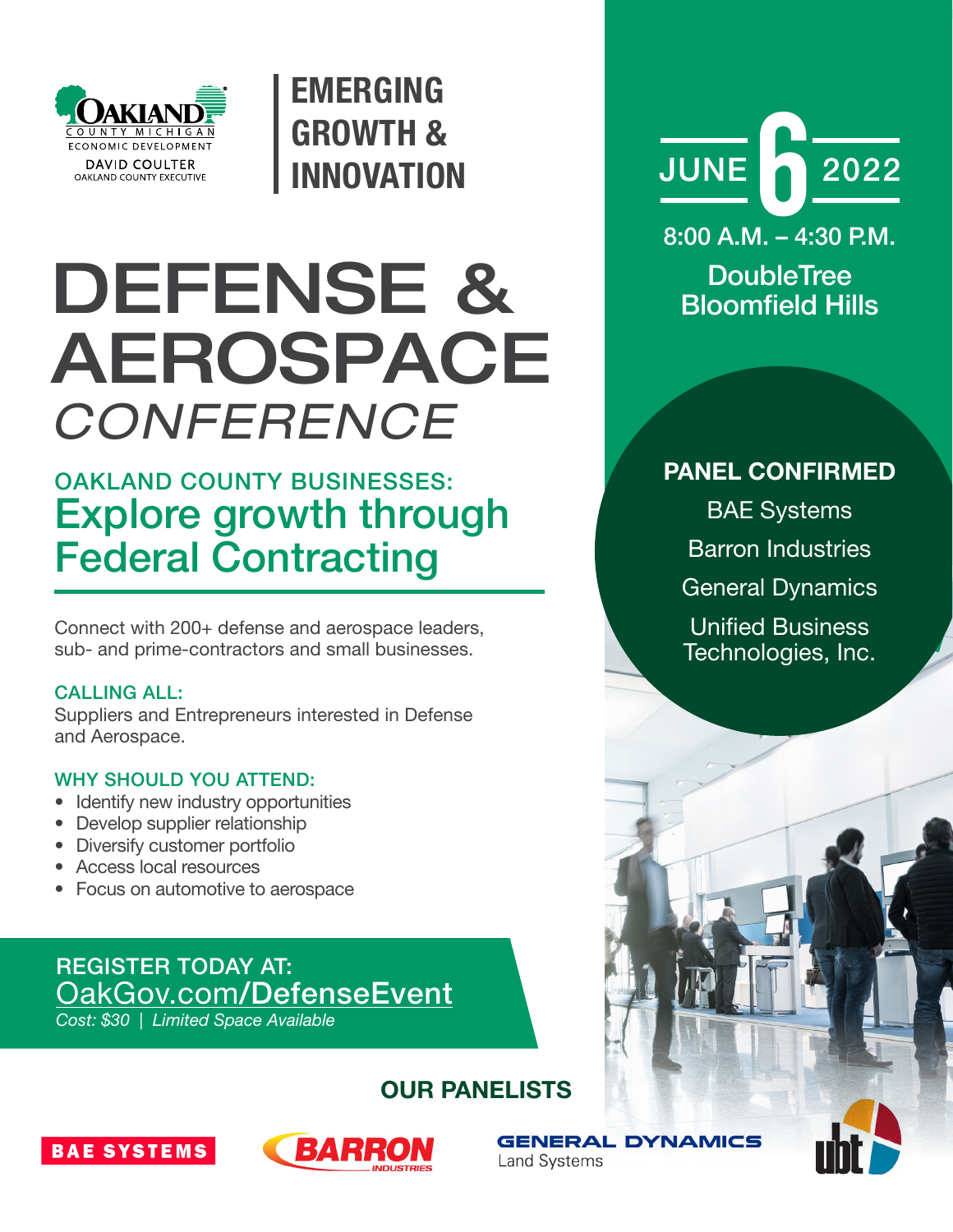OAKLAND COUNTY MICHIGAN
ECONOMIC DEVELOPMENT
DAVID COULTER
OAKLAND COUNTY EXECUTIVE

**EMERGING GROWTH & INNOVATION**

# DEFENSE & AEROSPACE *CONFERENCE*

## OAKLAND COUNTY BUSINESSES: Explore growth through Federal Contracting

Connect with 200+ defense and aerospace leaders, sub- and prime-contractors and small businesses.

**CALLING ALL:**
Suppliers and Entrepreneurs interested in Defense and Aerospace.

**WHY SHOULD YOU ATTEND:**

- Identify new industry opportunities
- Develop supplier relationship
- Diversify customer portfolio
- Access local resources
- Focus on automotive to aerospace

**REGISTER TODAY AT:**
OakGov.com/DefenseEvent
*Cost: $30 | Limited Space Available*

**JUNE 6 2022**
8:00 A.M. – 4:30 P.M.
DoubleTree Bloomfield Hills

**PANEL CONFIRMED**

BAE Systems
Barron Industries
General Dynamics
Unified Business Technologies, Inc.

**OUR PANELISTS**

BAE SYSTEMS
BARRON INDUSTRIES
GENERAL DYNAMICS Land Systems
ubt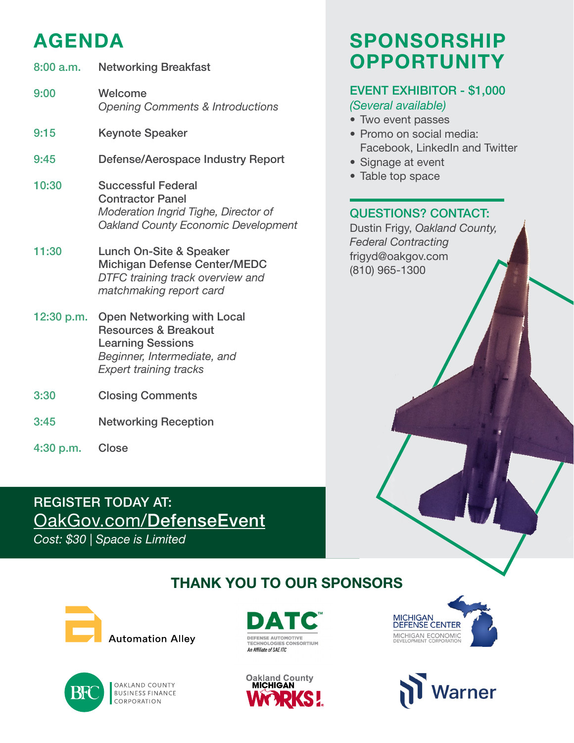## AGENDA

| | |
|---|---|
| 8:00 a.m. | Networking Breakfast |
| 9:00 | Welcome<br>*Opening Comments & Introductions* |
| 9:15 | Keynote Speaker |
| 9:45 | Defense/Aerospace Industry Report |
| 10:30 | Successful Federal Contractor Panel<br>*Moderation Ingrid Tighe, Director of Oakland County Economic Development* |
| 11:30 | Lunch On-Site & Speaker<br>Michigan Defense Center/MEDC<br>*DTFC training track overview and matchmaking report card* |
| 12:30 p.m. | Open Networking with Local Resources & Breakout Learning Sessions<br>*Beginner, Intermediate, and Expert training tracks* |
| 3:30 | Closing Comments |
| 3:45 | Networking Reception |
| 4:30 p.m. | Close |

**REGISTER TODAY AT:**
OakGov.com/**DefenseEvent**
*Cost: $30 | Space is Limited*

## SPONSORSHIP OPPORTUNITY

### EVENT EXHIBITOR - $1,000
*(Several available)*

- Two event passes
- Promo on social media: Facebook, LinkedIn and Twitter
- Signage at event
- Table top space

### QUESTIONS? CONTACT:

Dustin Frigy, *Oakland County, Federal Contracting*
frigyd@oakgov.com
(810) 965-1300

## THANK YOU TO OUR SPONSORS

Automation Alley

DATC™ Defense Automotive Technologies Consortium — An Affiliate of SAE ITC

Michigan Defense Center — Michigan Economic Development Corporation

BFC Oakland County Business Finance Corporation

Oakland County Michigan Works!

Warner